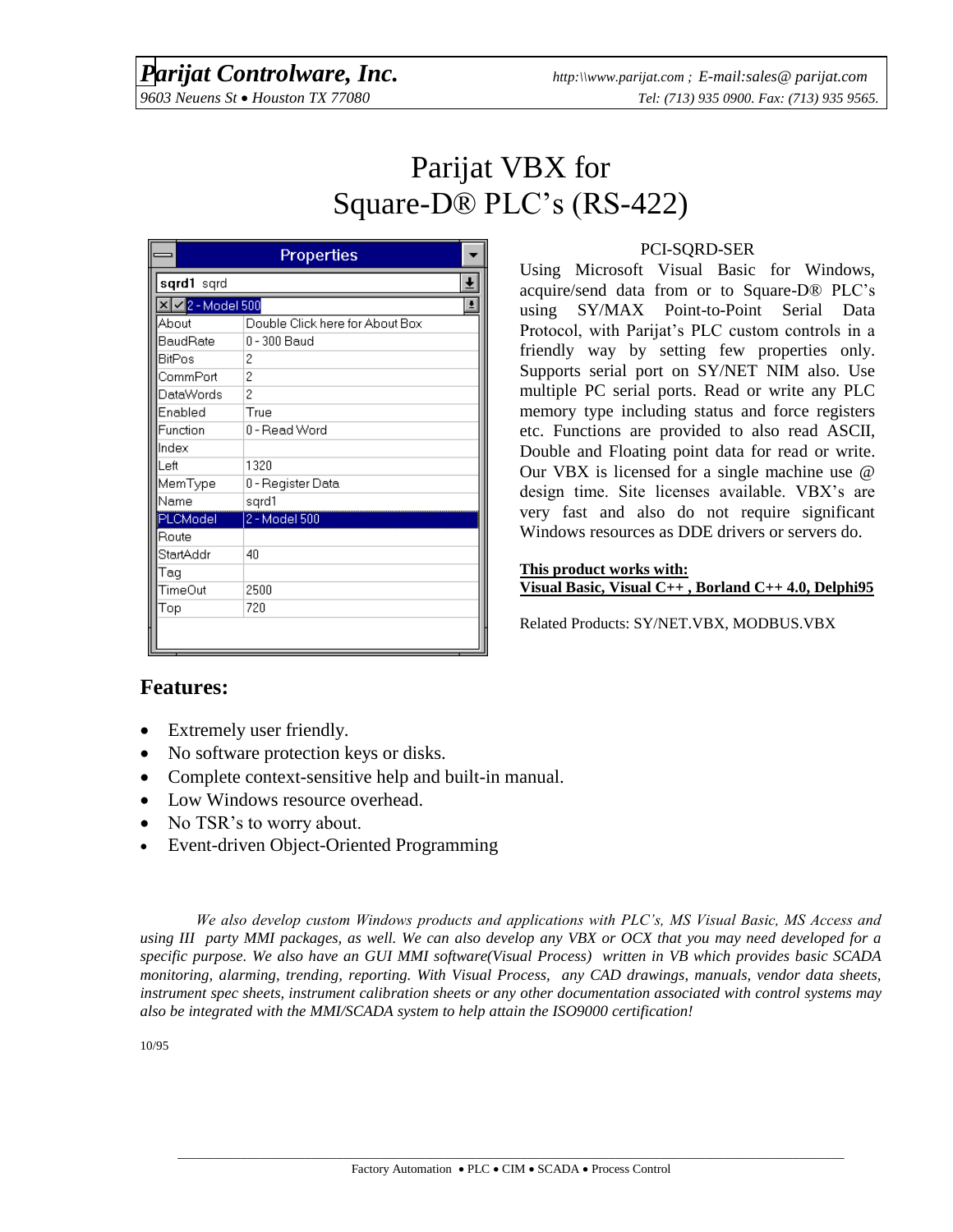***Parijat Controlware, Inc.*** *http:\\www.parijat.com ; E-mail:sales@ parijat.com*

*9603 Neuens St • Houston TX 77080* *Tel: (713) 935 0900. Fax: (713) 935 9565.*

# Parijat VBX for Square-D® PLC's (RS-422)

| Properties | |
|---|---|
| **sqrd1** sqrd | |
| 2 - Model 500 | |
| About | Double Click here for About Box |
| BaudRate | 0 - 300 Baud |
| BitPos | 2 |
| CommPort | 2 |
| DataWords | 2 |
| Enabled | True |
| Function | 0 - Read Word |
| Index | |
| Left | 1320 |
| MemType | 0 - Register Data |
| Name | sqrd1 |
| PLCModel | 2 - Model 500 |
| Route | |
| StartAddr | 40 |
| Tag | |
| TimeOut | 2500 |
| Top | 720 |

PCI-SQRD-SER

Using Microsoft Visual Basic for Windows, acquire/send data from or to Square-D® PLC's using SY/MAX Point-to-Point Serial Data Protocol, with Parijat's PLC custom controls in a friendly way by setting few properties only. Supports serial port on SY/NET NIM also. Use multiple PC serial ports. Read or write any PLC memory type including status and force registers etc. Functions are provided to also read ASCII, Double and Floating point data for read or write. Our VBX is licensed for a single machine use @ design time. Site licenses available. VBX's are very fast and also do not require significant Windows resources as DDE drivers or servers do.

**This product works with:**
**Visual Basic, Visual C++ , Borland C++ 4.0, Delphi95**

Related Products: SY/NET.VBX, MODBUS.VBX

## Features:

- Extremely user friendly.
- No software protection keys or disks.
- Complete context-sensitive help and built-in manual.
- Low Windows resource overhead.
- No TSR's to worry about.
- Event-driven Object-Oriented Programming

*We also develop custom Windows products and applications with PLC's, MS Visual Basic, MS Access and using III party MMI packages, as well. We can also develop any VBX or OCX that you may need developed for a specific purpose. We also have an GUI MMI software(Visual Process) written in VB which provides basic SCADA monitoring, alarming, trending, reporting. With Visual Process, any CAD drawings, manuals, vendor data sheets, instrument spec sheets, instrument calibration sheets or any other documentation associated with control systems may also be integrated with the MMI/SCADA system to help attain the ISO9000 certification!*

10/95

Factory Automation • PLC • CIM • SCADA • Process Control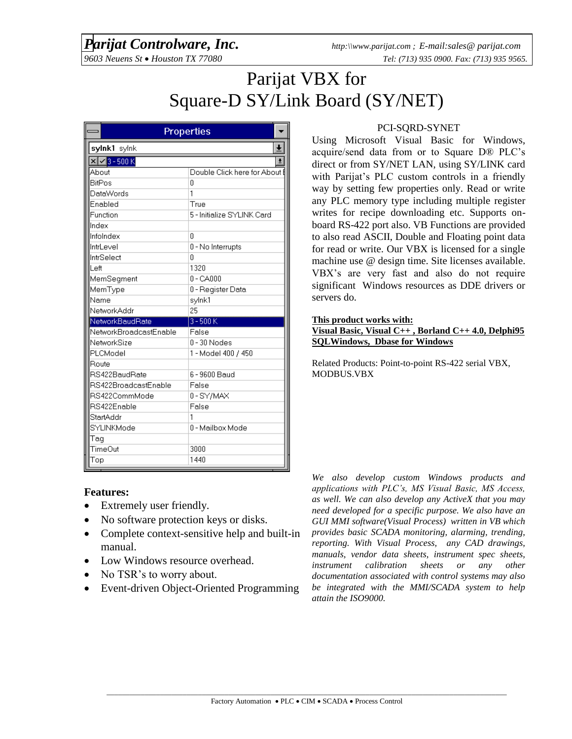**Parijat Controlware, Inc.** http:\\www.parijat.com ; E-mail:sales@ parijat.com
*9603 Neuens St • Houston TX 77080* Tel: (713) 935 0900. Fax: (713) 935 9565.

# Parijat VBX for Square-D SY/Link Board (SY/NET)

**Properties**

sylnk1 sylnk

3 - 500 K

| Property | Value |
|---|---|
| About | Double Click here for About |
| BitPos | 0 |
| DataWords | 1 |
| Enabled | True |
| Function | 5 - Initialize SYLINK Card |
| Index | |
| InfoIndex | 0 |
| IntrLevel | 0 - No Interrupts |
| IntrSelect | 0 |
| Left | 1320 |
| MemSegment | 0 - CA000 |
| MemType | 0 - Register Data |
| Name | sylnk1 |
| NetworkAddr | 25 |
| NetworkBaudRate | 3 - 500 K |
| NetworkBroadcastEnable | False |
| NetworkSize | 0 - 30 Nodes |
| PLCModel | 1 - Model 400 / 450 |
| Route | |
| RS422BaudRate | 6 - 9600 Baud |
| RS422BroadcastEnable | False |
| RS422CommMode | 0 - SY/MAX |
| RS422Enable | False |
| StartAddr | 1 |
| SYLINKMode | 0 - Mailbox Mode |
| Tag | |
| TimeOut | 3000 |
| Top | 1440 |

PCI-SQRD-SYNET

Using Microsoft Visual Basic for Windows, acquire/send data from or to Square D® PLC's direct or from SY/NET LAN, using SY/LINK card with Parijat's PLC custom controls in a friendly way by setting few properties only. Read or write any PLC memory type including multiple register writes for recipe downloading etc. Supports on-board RS-422 port also. VB Functions are provided to also read ASCII, Double and Floating point data for read or write. Our VBX is licensed for a single machine use @ design time. Site licenses available. VBX's are very fast and also do not require significant Windows resources as DDE drivers or servers do.

**This product works with:**
**Visual Basic, Visual C++ , Borland C++ 4.0, Delphi95 SQLWindows, Dbase for Windows**

Related Products: Point-to-point RS-422 serial VBX, MODBUS.VBX

**Features:**

- Extremely user friendly.
- No software protection keys or disks.
- Complete context-sensitive help and built-in manual.
- Low Windows resource overhead.
- No TSR's to worry about.
- Event-driven Object-Oriented Programming

*We also develop custom Windows products and applications with PLC's, MS Visual Basic, MS Access, as well. We can also develop any ActiveX that you may need developed for a specific purpose. We also have an GUI MMI software(Visual Process) written in VB which provides basic SCADA monitoring, alarming, trending, reporting. With Visual Process, any CAD drawings, manuals, vendor data sheets, instrument spec sheets, instrument calibration sheets or any other documentation associated with control systems may also be integrated with the MMI/SCADA system to help attain the ISO9000.*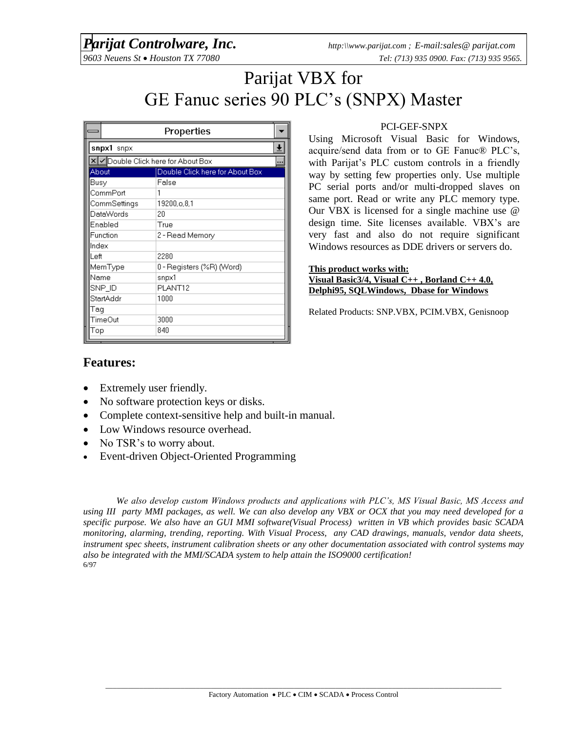**Parijat Controlware, Inc.**
9603 Neuens St • Houston TX 77080

http:\\www.parijat.com ; E-mail:sales@ parijat.com
Tel: (713) 935 0900. Fax: (713) 935 9565.

# Parijat VBX for GE Fanuc series 90 PLC's (SNPX) Master

| Properties | |
|---|---|
| snpx1 snpx | |
| Double Click here for About Box | |
| About | Double Click here for About Box |
| Busy | False |
| CommPort | 1 |
| CommSettings | 19200,o,8,1 |
| DataWords | 20 |
| Enabled | True |
| Function | 2 - Read Memory |
| Index | |
| Left | 2280 |
| MemType | 0 - Registers (%R) (Word) |
| Name | snpx1 |
| SNP_ID | PLANT12 |
| StartAddr | 1000 |
| Tag | |
| TimeOut | 3000 |
| Top | 840 |

PCI-GEF-SNPX

Using Microsoft Visual Basic for Windows, acquire/send data from or to GE Fanuc® PLC's, with Parijat's PLC custom controls in a friendly way by setting few properties only. Use multiple PC serial ports and/or multi-dropped slaves on same port. Read or write any PLC memory type. Our VBX is licensed for a single machine use @ design time. Site licenses available. VBX's are very fast and also do not require significant Windows resources as DDE drivers or servers do.

**This product works with:**
**Visual Basic3/4, Visual C++ , Borland C++ 4.0, Delphi95, SQLWindows, Dbase for Windows**

Related Products: SNP.VBX, PCIM.VBX, Genisnoop

## Features:

- Extremely user friendly.
- No software protection keys or disks.
- Complete context-sensitive help and built-in manual.
- Low Windows resource overhead.
- No TSR's to worry about.
- Event-driven Object-Oriented Programming

*We also develop custom Windows products and applications with PLC's, MS Visual Basic, MS Access and using III party MMI packages, as well. We can also develop any VBX or OCX that you may need developed for a specific purpose. We also have an GUI MMI software(Visual Process) written in VB which provides basic SCADA monitoring, alarming, trending, reporting. With Visual Process, any CAD drawings, manuals, vendor data sheets, instrument spec sheets, instrument calibration sheets or any other documentation associated with control systems may also be integrated with the MMI/SCADA system to help attain the ISO9000 certification!*

6/97

Factory Automation • PLC • CIM • SCADA • Process Control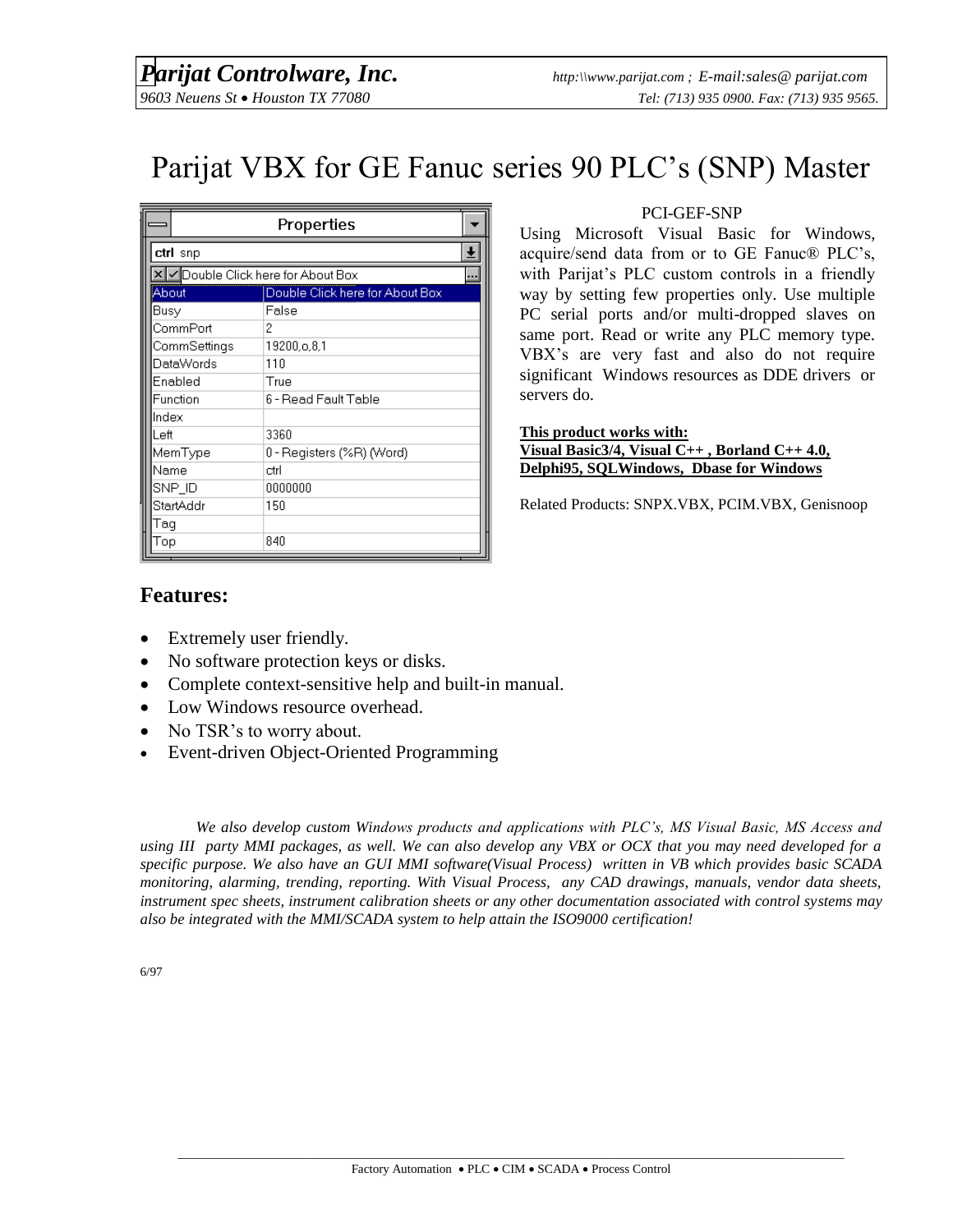*Parijat Controlware, Inc.* *http:\\www.parijat.com ; E-mail:sales@ parijat.com*
*9603 Neuens St • Houston TX 77080* *Tel: (713) 935 0900. Fax: (713) 935 9565.*

# Parijat VBX for GE Fanuc series 90 PLC's (SNP) Master

**Properties**

**ctrl** snp

Double Click here for About Box

| | |
|---|---|
| About | Double Click here for About Box |
| Busy | False |
| CommPort | 2 |
| CommSettings | 19200,o,8,1 |
| DataWords | 110 |
| Enabled | True |
| Function | 6 - Read Fault Table |
| Index | |
| Left | 3360 |
| MemType | 0 - Registers (%R) (Word) |
| Name | ctrl |
| SNP_ID | 0000000 |
| StartAddr | 150 |
| Tag | |
| Top | 840 |

PCI-GEF-SNP

Using Microsoft Visual Basic for Windows, acquire/send data from or to GE Fanuc® PLC's, with Parijat's PLC custom controls in a friendly way by setting few properties only. Use multiple PC serial ports and/or multi-dropped slaves on same port. Read or write any PLC memory type. VBX's are very fast and also do not require significant Windows resources as DDE drivers or servers do.

**This product works with:**
**Visual Basic3/4, Visual C++ , Borland C++ 4.0, Delphi95, SQLWindows, Dbase for Windows**

Related Products: SNPX.VBX, PCIM.VBX, Genisnoop

## Features:

- Extremely user friendly.
- No software protection keys or disks.
- Complete context-sensitive help and built-in manual.
- Low Windows resource overhead.
- No TSR's to worry about.
- Event-driven Object-Oriented Programming

*We also develop custom Windows products and applications with PLC's, MS Visual Basic, MS Access and using III party MMI packages, as well. We can also develop any VBX or OCX that you may need developed for a specific purpose. We also have an GUI MMI software(Visual Process) written in VB which provides basic SCADA monitoring, alarming, trending, reporting. With Visual Process, any CAD drawings, manuals, vendor data sheets, instrument spec sheets, instrument calibration sheets or any other documentation associated with control systems may also be integrated with the MMI/SCADA system to help attain the ISO9000 certification!*

6/97

Factory Automation • PLC • CIM • SCADA • Process Control